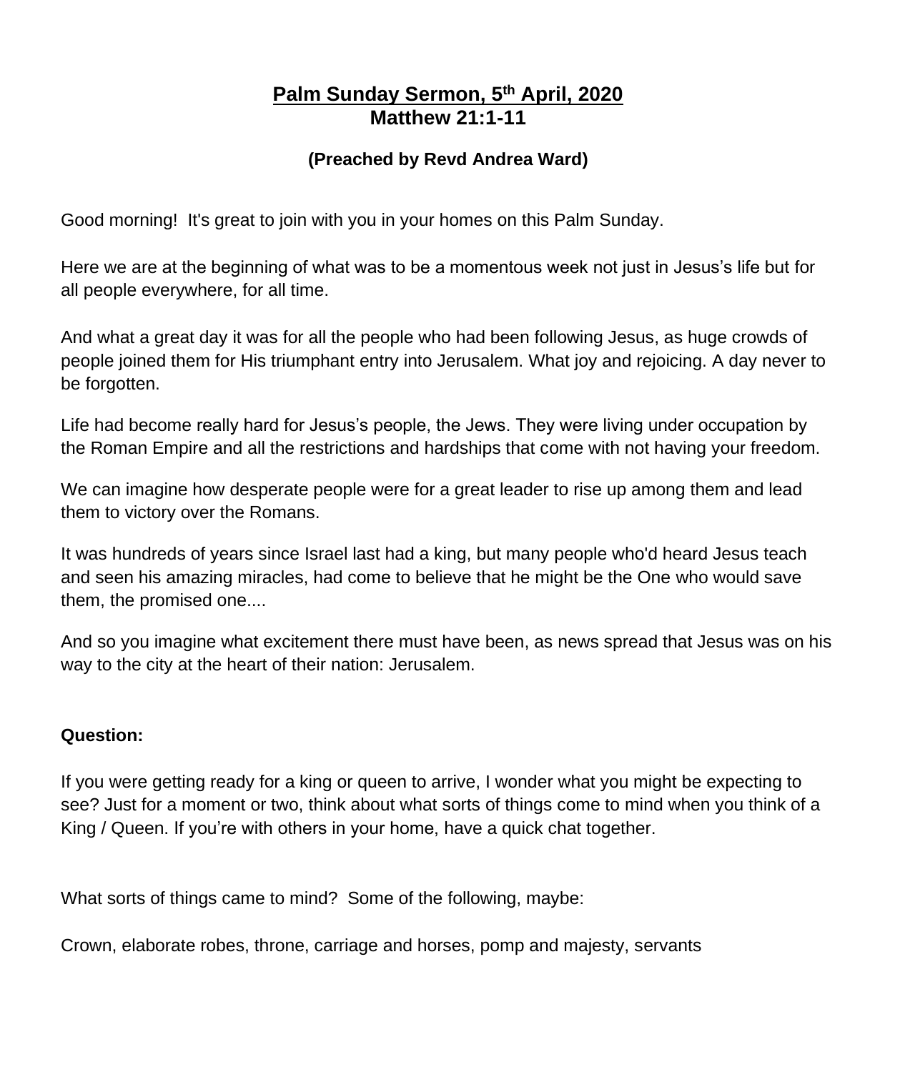# Palm Sunday Sermon, 5th April, 2020
## Matthew 21:1-11

### (Preached by Revd Andrea Ward)

Good morning! It's great to join with you in your homes on this Palm Sunday.

Here we are at the beginning of what was to be a momentous week not just in Jesus's life but for all people everywhere, for all time.

And what a great day it was for all the people who had been following Jesus, as huge crowds of people joined them for His triumphant entry into Jerusalem. What joy and rejoicing. A day never to be forgotten.

Life had become really hard for Jesus's people, the Jews. They were living under occupation by the Roman Empire and all the restrictions and hardships that come with not having your freedom.

We can imagine how desperate people were for a great leader to rise up among them and lead them to victory over the Romans.

It was hundreds of years since Israel last had a king, but many people who'd heard Jesus teach and seen his amazing miracles, had come to believe that he might be the One who would save them, the promised one....

And so you imagine what excitement there must have been, as news spread that Jesus was on his way to the city at the heart of their nation: Jerusalem.

**Question:**

If you were getting ready for a king or queen to arrive, I wonder what you might be expecting to see? Just for a moment or two, think about what sorts of things come to mind when you think of a King / Queen. If you're with others in your home, have a quick chat together.

What sorts of things came to mind? Some of the following, maybe:

Crown, elaborate robes, throne, carriage and horses, pomp and majesty, servants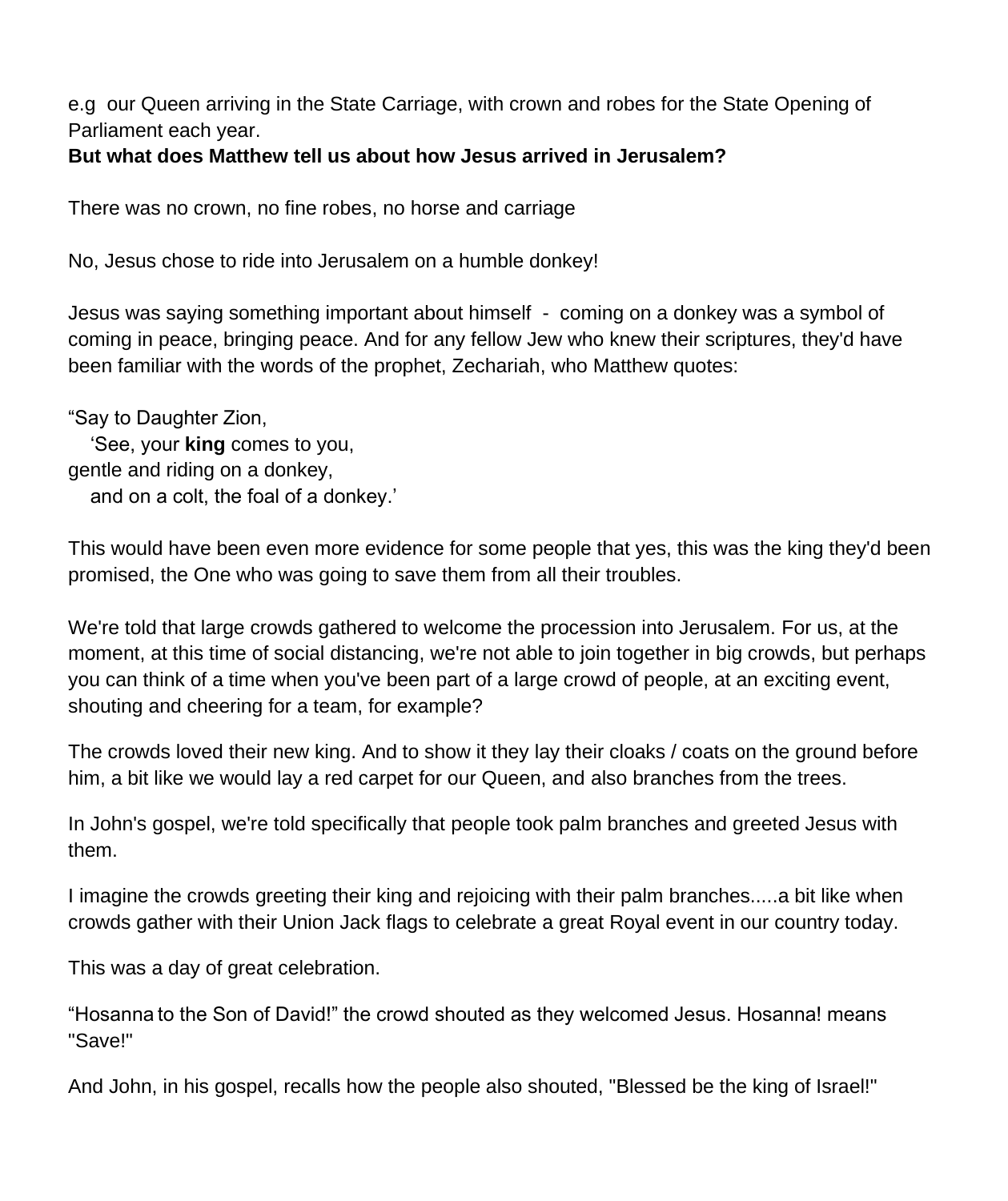e.g  our Queen arriving in the State Carriage, with crown and robes for the State Opening of Parliament each year.

**But what does Matthew tell us about how Jesus arrived in Jerusalem?**

There was no crown, no fine robes, no horse and carriage

No, Jesus chose to ride into Jerusalem on a humble donkey!

Jesus was saying something important about himself  -  coming on a donkey was a symbol of coming in peace, bringing peace. And for any fellow Jew who knew their scriptures, they'd have been familiar with the words of the prophet, Zechariah, who Matthew quotes:

"Say to Daughter Zion,  
   'See, your **king** comes to you,  
gentle and riding on a donkey,  
   and on a colt, the foal of a donkey.'

This would have been even more evidence for some people that yes, this was the king they'd been promised, the One who was going to save them from all their troubles.

We're told that large crowds gathered to welcome the procession into Jerusalem. For us, at the moment, at this time of social distancing, we're not able to join together in big crowds, but perhaps you can think of a time when you've been part of a large crowd of people, at an exciting event, shouting and cheering for a team, for example?

The crowds loved their new king. And to show it they lay their cloaks / coats on the ground before him, a bit like we would lay a red carpet for our Queen, and also branches from the trees.

In John's gospel, we're told specifically that people took palm branches and greeted Jesus with them.

I imagine the crowds greeting their king and rejoicing with their palm branches.....a bit like when crowds gather with their Union Jack flags to celebrate a great Royal event in our country today.

This was a day of great celebration.

"Hosanna to the Son of David!" the crowd shouted as they welcomed Jesus. Hosanna! means "Save!"

And John, in his gospel, recalls how the people also shouted, "Blessed be the king of Israel!"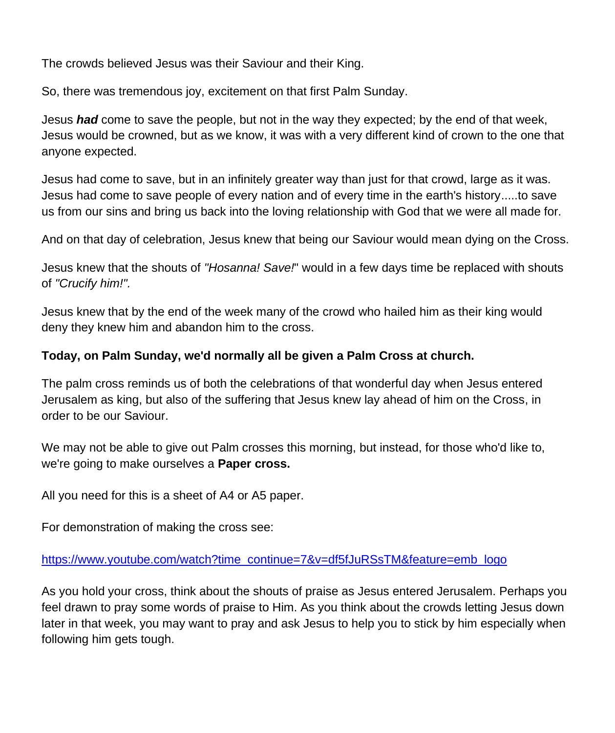The crowds believed Jesus was their Saviour and their King.

So, there was tremendous joy, excitement on that first Palm Sunday.

Jesus ***had*** come to save the people, but not in the way they expected; by the end of that week, Jesus would be crowned, but as we know, it was with a very different kind of crown to the one that anyone expected.

Jesus had come to save, but in an infinitely greater way than just for that crowd, large as it was. Jesus had come to save people of every nation and of every time in the earth's history.....to save us from our sins and bring us back into the loving relationship with God that we were all made for.

And on that day of celebration, Jesus knew that being our Saviour would mean dying on the Cross.

Jesus knew that the shouts of *"Hosanna! Save!*" would in a few days time be replaced with shouts of *"Crucify him!".*

Jesus knew that by the end of the week many of the crowd who hailed him as their king would deny they knew him and abandon him to the cross.

**Today, on Palm Sunday, we'd normally all be given a Palm Cross at church.**

The palm cross reminds us of both the celebrations of that wonderful day when Jesus entered Jerusalem as king, but also of the suffering that Jesus knew lay ahead of him on the Cross, in order to be our Saviour.

We may not be able to give out Palm crosses this morning, but instead, for those who'd like to, we're going to make ourselves a **Paper cross.**

All you need for this is a sheet of A4 or A5 paper.

For demonstration of making the cross see:

[https://www.youtube.com/watch?time_continue=7&v=df5fJuRSsTM&feature=emb_logo](https://www.youtube.com/watch?time_continue=7&v=df5fJuRSsTM&feature=emb_logo)

As you hold your cross, think about the shouts of praise as Jesus entered Jerusalem. Perhaps you feel drawn to pray some words of praise to Him. As you think about the crowds letting Jesus down later in that week, you may want to pray and ask Jesus to help you to stick by him especially when following him gets tough.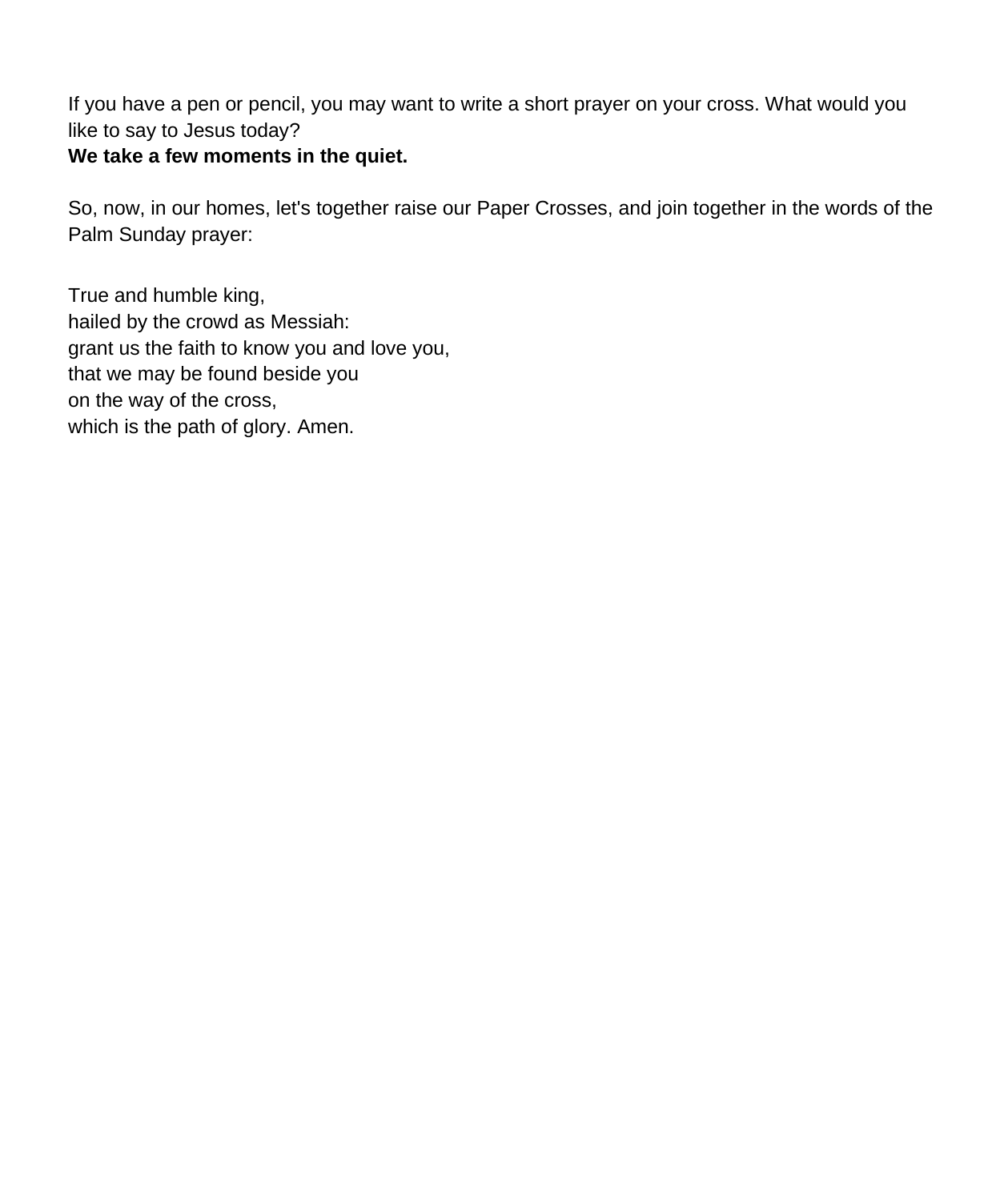If you have a pen or pencil, you may want to write a short prayer on your cross. What would you like to say to Jesus today?
**We take a few moments in the quiet.**

So, now, in our homes, let's together raise our Paper Crosses, and join together in the words of the Palm Sunday prayer:

True and humble king,
hailed by the crowd as Messiah:
grant us the faith to know you and love you,
that we may be found beside you
on the way of the cross,
which is the path of glory. Amen.